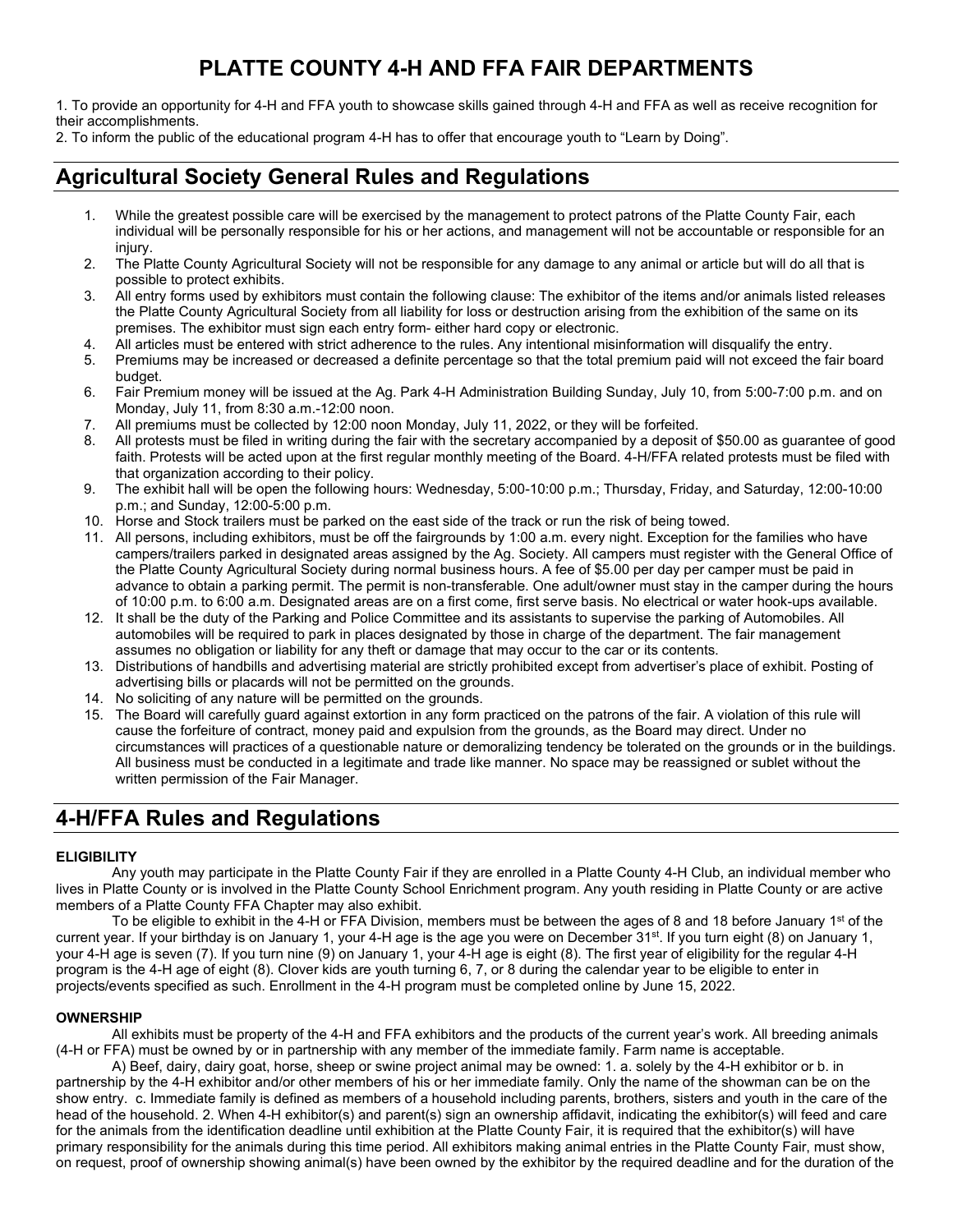# PLATTE COUNTY 4-H AND FFA FAIR DEPARTMENTS

1. To provide an opportunity for 4-H and FFA youth to showcase skills gained through 4-H and FFA as well as receive recognition for their accomplishments.
2. To inform the public of the educational program 4-H has to offer that encourage youth to "Learn by Doing".

## Agricultural Society General Rules and Regulations

1. While the greatest possible care will be exercised by the management to protect patrons of the Platte County Fair, each individual will be personally responsible for his or her actions, and management will not be accountable or responsible for an injury.
2. The Platte County Agricultural Society will not be responsible for any damage to any animal or article but will do all that is possible to protect exhibits.
3. All entry forms used by exhibitors must contain the following clause: The exhibitor of the items and/or animals listed releases the Platte County Agricultural Society from all liability for loss or destruction arising from the exhibition of the same on its premises. The exhibitor must sign each entry form- either hard copy or electronic.
4. All articles must be entered with strict adherence to the rules. Any intentional misinformation will disqualify the entry.
5. Premiums may be increased or decreased a definite percentage so that the total premium paid will not exceed the fair board budget.
6. Fair Premium money will be issued at the Ag. Park 4-H Administration Building Sunday, July 10, from 5:00-7:00 p.m. and on Monday, July 11, from 8:30 a.m.-12:00 noon.
7. All premiums must be collected by 12:00 noon Monday, July 11, 2022, or they will be forfeited.
8. All protests must be filed in writing during the fair with the secretary accompanied by a deposit of $50.00 as guarantee of good faith. Protests will be acted upon at the first regular monthly meeting of the Board. 4-H/FFA related protests must be filed with that organization according to their policy.
9. The exhibit hall will be open the following hours: Wednesday, 5:00-10:00 p.m.; Thursday, Friday, and Saturday, 12:00-10:00 p.m.; and Sunday, 12:00-5:00 p.m.
10. Horse and Stock trailers must be parked on the east side of the track or run the risk of being towed.
11. All persons, including exhibitors, must be off the fairgrounds by 1:00 a.m. every night. Exception for the families who have campers/trailers parked in designated areas assigned by the Ag. Society. All campers must register with the General Office of the Platte County Agricultural Society during normal business hours. A fee of $5.00 per day per camper must be paid in advance to obtain a parking permit. The permit is non-transferable. One adult/owner must stay in the camper during the hours of 10:00 p.m. to 6:00 a.m. Designated areas are on a first come, first serve basis. No electrical or water hook-ups available.
12. It shall be the duty of the Parking and Police Committee and its assistants to supervise the parking of Automobiles. All automobiles will be required to park in places designated by those in charge of the department. The fair management assumes no obligation or liability for any theft or damage that may occur to the car or its contents.
13. Distributions of handbills and advertising material are strictly prohibited except from advertiser's place of exhibit. Posting of advertising bills or placards will not be permitted on the grounds.
14. No soliciting of any nature will be permitted on the grounds.
15. The Board will carefully guard against extortion in any form practiced on the patrons of the fair. A violation of this rule will cause the forfeiture of contract, money paid and expulsion from the grounds, as the Board may direct. Under no circumstances will practices of a questionable nature or demoralizing tendency be tolerated on the grounds or in the buildings. All business must be conducted in a legitimate and trade like manner. No space may be reassigned or sublet without the written permission of the Fair Manager.

## 4-H/FFA Rules and Regulations

**ELIGIBILITY**

Any youth may participate in the Platte County Fair if they are enrolled in a Platte County 4-H Club, an individual member who lives in Platte County or is involved in the Platte County School Enrichment program. Any youth residing in Platte County or are active members of a Platte County FFA Chapter may also exhibit.

To be eligible to exhibit in the 4-H or FFA Division, members must be between the ages of 8 and 18 before January 1st of the current year. If your birthday is on January 1, your 4-H age is the age you were on December 31st. If you turn eight (8) on January 1, your 4-H age is seven (7). If you turn nine (9) on January 1, your 4-H age is eight (8). The first year of eligibility for the regular 4-H program is the 4-H age of eight (8). Clover kids are youth turning 6, 7, or 8 during the calendar year to be eligible to enter in projects/events specified as such. Enrollment in the 4-H program must be completed online by June 15, 2022.

**OWNERSHIP**

All exhibits must be property of the 4-H and FFA exhibitors and the products of the current year's work. All breeding animals (4-H or FFA) must be owned by or in partnership with any member of the immediate family. Farm name is acceptable.

A) Beef, dairy, dairy goat, horse, sheep or swine project animal may be owned: 1. a. solely by the 4-H exhibitor or b. in partnership by the 4-H exhibitor and/or other members of his or her immediate family. Only the name of the showman can be on the show entry. c. Immediate family is defined as members of a household including parents, brothers, sisters and youth in the care of the head of the household. 2. When 4-H exhibitor(s) and parent(s) sign an ownership affidavit, indicating the exhibitor(s) will feed and care for the animals from the identification deadline until exhibition at the Platte County Fair, it is required that the exhibitor(s) will have primary responsibility for the animals during this time period. All exhibitors making animal entries in the Platte County Fair, must show, on request, proof of ownership showing animal(s) have been owned by the exhibitor by the required deadline and for the duration of the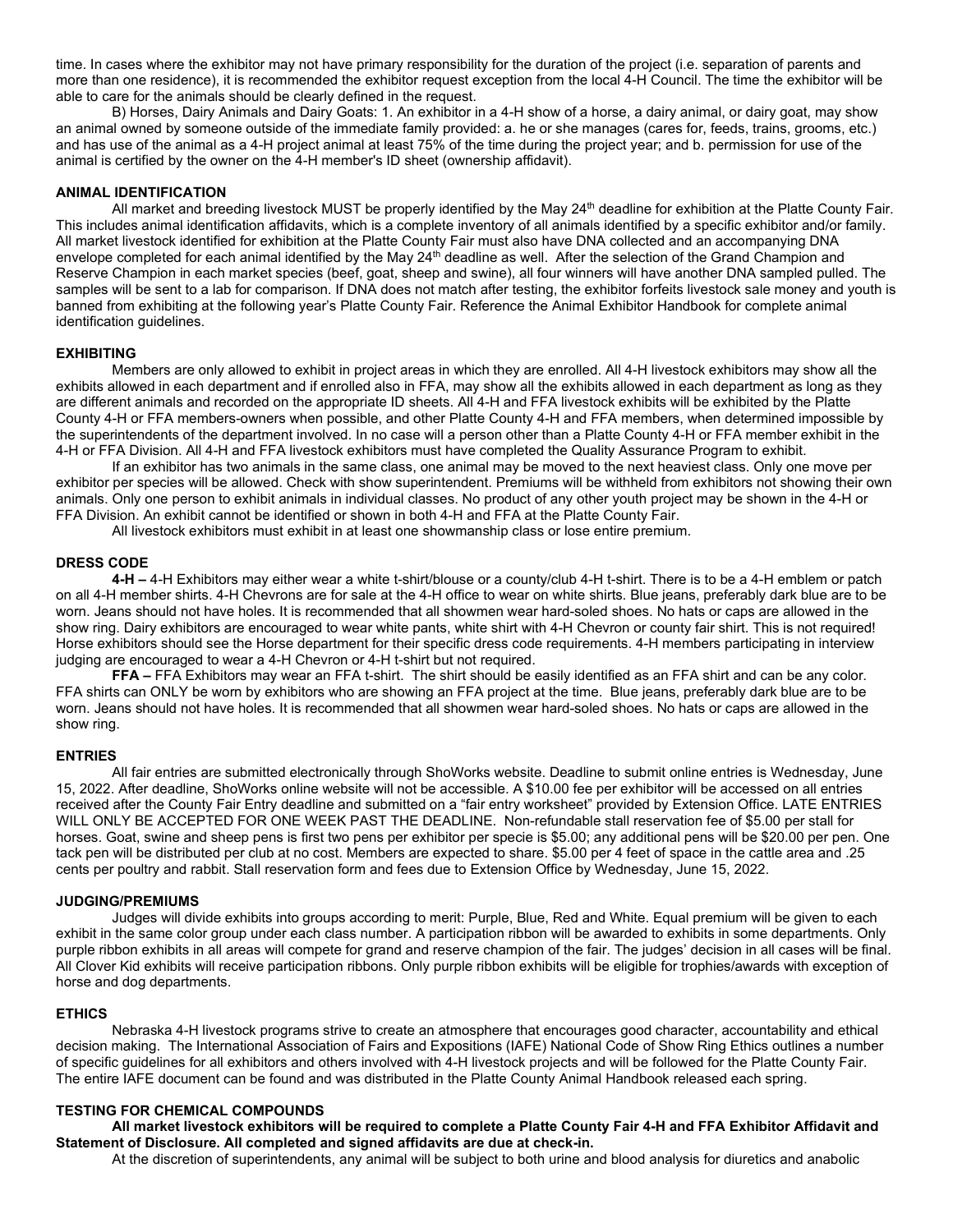time. In cases where the exhibitor may not have primary responsibility for the duration of the project (i.e. separation of parents and more than one residence), it is recommended the exhibitor request exception from the local 4-H Council. The time the exhibitor will be able to care for the animals should be clearly defined in the request.

B) Horses, Dairy Animals and Dairy Goats: 1. An exhibitor in a 4-H show of a horse, a dairy animal, or dairy goat, may show an animal owned by someone outside of the immediate family provided: a. he or she manages (cares for, feeds, trains, grooms, etc.) and has use of the animal as a 4-H project animal at least 75% of the time during the project year; and b. permission for use of the animal is certified by the owner on the 4-H member's ID sheet (ownership affidavit).

#### ANIMAL IDENTIFICATION

All market and breeding livestock MUST be properly identified by the May 24th deadline for exhibition at the Platte County Fair. This includes animal identification affidavits, which is a complete inventory of all animals identified by a specific exhibitor and/or family. All market livestock identified for exhibition at the Platte County Fair must also have DNA collected and an accompanying DNA envelope completed for each animal identified by the May 24th deadline as well. After the selection of the Grand Champion and Reserve Champion in each market species (beef, goat, sheep and swine), all four winners will have another DNA sampled pulled. The samples will be sent to a lab for comparison. If DNA does not match after testing, the exhibitor forfeits livestock sale money and youth is banned from exhibiting at the following year's Platte County Fair. Reference the Animal Exhibitor Handbook for complete animal identification guidelines.

#### EXHIBITING

Members are only allowed to exhibit in project areas in which they are enrolled. All 4-H livestock exhibitors may show all the exhibits allowed in each department and if enrolled also in FFA, may show all the exhibits allowed in each department as long as they are different animals and recorded on the appropriate ID sheets. All 4-H and FFA livestock exhibits will be exhibited by the Platte County 4-H or FFA members-owners when possible, and other Platte County 4-H and FFA members, when determined impossible by the superintendents of the department involved. In no case will a person other than a Platte County 4-H or FFA member exhibit in the 4-H or FFA Division. All 4-H and FFA livestock exhibitors must have completed the Quality Assurance Program to exhibit.

If an exhibitor has two animals in the same class, one animal may be moved to the next heaviest class. Only one move per exhibitor per species will be allowed. Check with show superintendent. Premiums will be withheld from exhibitors not showing their own animals. Only one person to exhibit animals in individual classes. No product of any other youth project may be shown in the 4-H or FFA Division. An exhibit cannot be identified or shown in both 4-H and FFA at the Platte County Fair.

All livestock exhibitors must exhibit in at least one showmanship class or lose entire premium.

#### DRESS CODE

**4-H –** 4-H Exhibitors may either wear a white t-shirt/blouse or a county/club 4-H t-shirt. There is to be a 4-H emblem or patch on all 4-H member shirts. 4-H Chevrons are for sale at the 4-H office to wear on white shirts. Blue jeans, preferably dark blue are to be worn. Jeans should not have holes. It is recommended that all showmen wear hard-soled shoes. No hats or caps are allowed in the show ring. Dairy exhibitors are encouraged to wear white pants, white shirt with 4-H Chevron or county fair shirt. This is not required! Horse exhibitors should see the Horse department for their specific dress code requirements. 4-H members participating in interview judging are encouraged to wear a 4-H Chevron or 4-H t-shirt but not required.

**FFA –** FFA Exhibitors may wear an FFA t-shirt. The shirt should be easily identified as an FFA shirt and can be any color. FFA shirts can ONLY be worn by exhibitors who are showing an FFA project at the time. Blue jeans, preferably dark blue are to be worn. Jeans should not have holes. It is recommended that all showmen wear hard-soled shoes. No hats or caps are allowed in the show ring.

#### ENTRIES

All fair entries are submitted electronically through ShoWorks website. Deadline to submit online entries is Wednesday, June 15, 2022. After deadline, ShoWorks online website will not be accessible. A $10.00 fee per exhibitor will be accessed on all entries received after the County Fair Entry deadline and submitted on a "fair entry worksheet" provided by Extension Office. LATE ENTRIES WILL ONLY BE ACCEPTED FOR ONE WEEK PAST THE DEADLINE. Non-refundable stall reservation fee of $5.00 per stall for horses. Goat, swine and sheep pens is first two pens per exhibitor per specie is $5.00; any additional pens will be $20.00 per pen. One tack pen will be distributed per club at no cost. Members are expected to share. $5.00 per 4 feet of space in the cattle area and .25 cents per poultry and rabbit. Stall reservation form and fees due to Extension Office by Wednesday, June 15, 2022.

#### JUDGING/PREMIUMS

Judges will divide exhibits into groups according to merit: Purple, Blue, Red and White. Equal premium will be given to each exhibit in the same color group under each class number. A participation ribbon will be awarded to exhibits in some departments. Only purple ribbon exhibits in all areas will compete for grand and reserve champion of the fair. The judges' decision in all cases will be final. All Clover Kid exhibits will receive participation ribbons. Only purple ribbon exhibits will be eligible for trophies/awards with exception of horse and dog departments.

#### ETHICS

Nebraska 4-H livestock programs strive to create an atmosphere that encourages good character, accountability and ethical decision making. The International Association of Fairs and Expositions (IAFE) National Code of Show Ring Ethics outlines a number of specific guidelines for all exhibitors and others involved with 4-H livestock projects and will be followed for the Platte County Fair. The entire IAFE document can be found and was distributed in the Platte County Animal Handbook released each spring.

#### TESTING FOR CHEMICAL COMPOUNDS

**All market livestock exhibitors will be required to complete a Platte County Fair 4-H and FFA Exhibitor Affidavit and Statement of Disclosure. All completed and signed affidavits are due at check-in.**

At the discretion of superintendents, any animal will be subject to both urine and blood analysis for diuretics and anabolic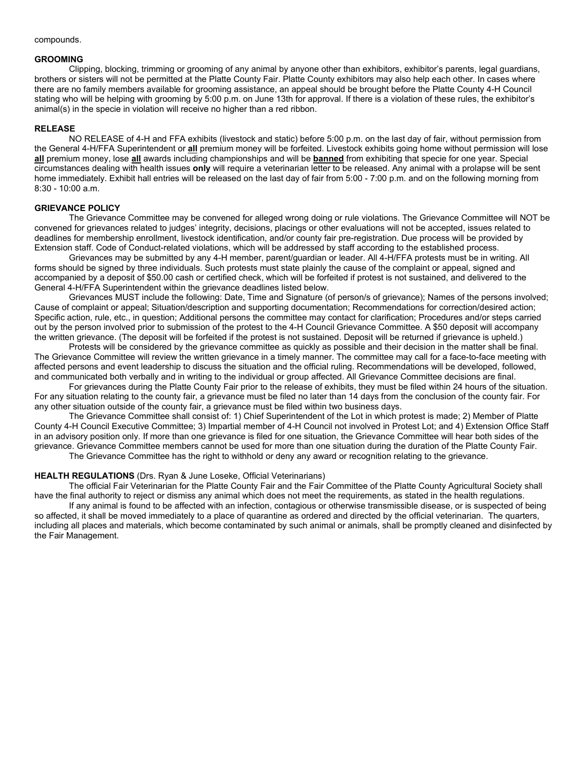compounds.

**GROOMING**

Clipping, blocking, trimming or grooming of any animal by anyone other than exhibitors, exhibitor's parents, legal guardians, brothers or sisters will not be permitted at the Platte County Fair. Platte County exhibitors may also help each other. In cases where there are no family members available for grooming assistance, an appeal should be brought before the Platte County 4-H Council stating who will be helping with grooming by 5:00 p.m. on June 13th for approval. If there is a violation of these rules, the exhibitor's animal(s) in the specie in violation will receive no higher than a red ribbon.

**RELEASE**

NO RELEASE of 4-H and FFA exhibits (livestock and static) before 5:00 p.m. on the last day of fair, without permission from the General 4-H/FFA Superintendent or **all** premium money will be forfeited. Livestock exhibits going home without permission will lose **all** premium money, lose **all** awards including championships and will be **banned** from exhibiting that specie for one year. Special circumstances dealing with health issues **only** will require a veterinarian letter to be released. Any animal with a prolapse will be sent home immediately. Exhibit hall entries will be released on the last day of fair from 5:00 - 7:00 p.m. and on the following morning from 8:30 - 10:00 a.m.

**GRIEVANCE POLICY**

The Grievance Committee may be convened for alleged wrong doing or rule violations. The Grievance Committee will NOT be convened for grievances related to judges' integrity, decisions, placings or other evaluations will not be accepted, issues related to deadlines for membership enrollment, livestock identification, and/or county fair pre-registration. Due process will be provided by Extension staff. Code of Conduct-related violations, which will be addressed by staff according to the established process.

Grievances may be submitted by any 4-H member, parent/guardian or leader. All 4-H/FFA protests must be in writing. All forms should be signed by three individuals. Such protests must state plainly the cause of the complaint or appeal, signed and accompanied by a deposit of $50.00 cash or certified check, which will be forfeited if protest is not sustained, and delivered to the General 4-H/FFA Superintendent within the grievance deadlines listed below.

Grievances MUST include the following: Date, Time and Signature (of person/s of grievance); Names of the persons involved; Cause of complaint or appeal; Situation/description and supporting documentation; Recommendations for correction/desired action; Specific action, rule, etc., in question; Additional persons the committee may contact for clarification; Procedures and/or steps carried out by the person involved prior to submission of the protest to the 4-H Council Grievance Committee. A $50 deposit will accompany the written grievance. (The deposit will be forfeited if the protest is not sustained. Deposit will be returned if grievance is upheld.)

Protests will be considered by the grievance committee as quickly as possible and their decision in the matter shall be final. The Grievance Committee will review the written grievance in a timely manner. The committee may call for a face-to-face meeting with affected persons and event leadership to discuss the situation and the official ruling. Recommendations will be developed, followed, and communicated both verbally and in writing to the individual or group affected. All Grievance Committee decisions are final.

For grievances during the Platte County Fair prior to the release of exhibits, they must be filed within 24 hours of the situation. For any situation relating to the county fair, a grievance must be filed no later than 14 days from the conclusion of the county fair. For any other situation outside of the county fair, a grievance must be filed within two business days.

The Grievance Committee shall consist of: 1) Chief Superintendent of the Lot in which protest is made; 2) Member of Platte County 4-H Council Executive Committee; 3) Impartial member of 4-H Council not involved in Protest Lot; and 4) Extension Office Staff in an advisory position only. If more than one grievance is filed for one situation, the Grievance Committee will hear both sides of the grievance. Grievance Committee members cannot be used for more than one situation during the duration of the Platte County Fair.

The Grievance Committee has the right to withhold or deny any award or recognition relating to the grievance.

**HEALTH REGULATIONS** (Drs. Ryan & June Loseke, Official Veterinarians)

The official Fair Veterinarian for the Platte County Fair and the Fair Committee of the Platte County Agricultural Society shall have the final authority to reject or dismiss any animal which does not meet the requirements, as stated in the health regulations.

If any animal is found to be affected with an infection, contagious or otherwise transmissible disease, or is suspected of being so affected, it shall be moved immediately to a place of quarantine as ordered and directed by the official veterinarian. The quarters, including all places and materials, which become contaminated by such animal or animals, shall be promptly cleaned and disinfected by the Fair Management.